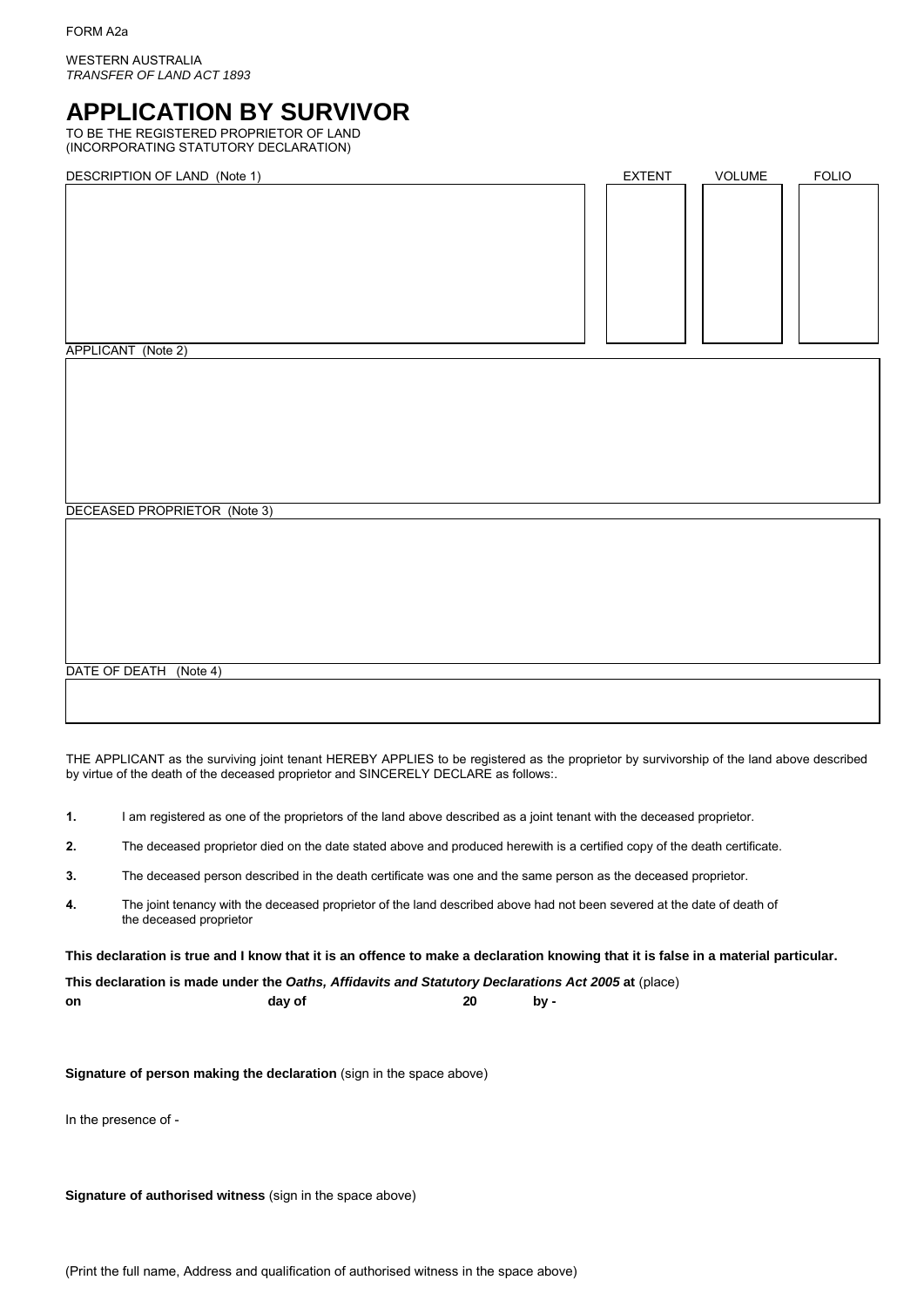FORM A2a

WESTERN AUSTRALIA
*TRANSFER OF LAND ACT 1893*

# APPLICATION BY SURVIVOR

TO BE THE REGISTERED PROPRIETOR OF LAND
(INCORPORATING STATUTORY DECLARATION)

| DESCRIPTION OF LAND (Note 1) | EXTENT | VOLUME | FOLIO |
|---|---|---|---|
| | | | |

APPLICANT (Note 2)

DECEASED PROPRIETOR (Note 3)

DATE OF DEATH (Note 4)

THE APPLICANT as the surviving joint tenant HEREBY APPLIES to be registered as the proprietor by survivorship of the land above described by virtue of the death of the deceased proprietor and SINCERELY DECLARE as follows:.

**1.** I am registered as one of the proprietors of the land above described as a joint tenant with the deceased proprietor.

**2.** The deceased proprietor died on the date stated above and produced herewith is a certified copy of the death certificate.

**3.** The deceased person described in the death certificate was one and the same person as the deceased proprietor.

**4.** The joint tenancy with the deceased proprietor of the land described above had not been severed at the date of death of the deceased proprietor

**This declaration is true and I know that it is an offence to make a declaration knowing that it is false in a material particular.**

**This declaration is made under the *Oaths, Affidavits and Statutory Declarations Act 2005* at** (place)

**on** **day of** **20** **by -**

**Signature of person making the declaration** (sign in the space above)

In the presence of -

**Signature of authorised witness** (sign in the space above)

(Print the full name, Address and qualification of authorised witness in the space above)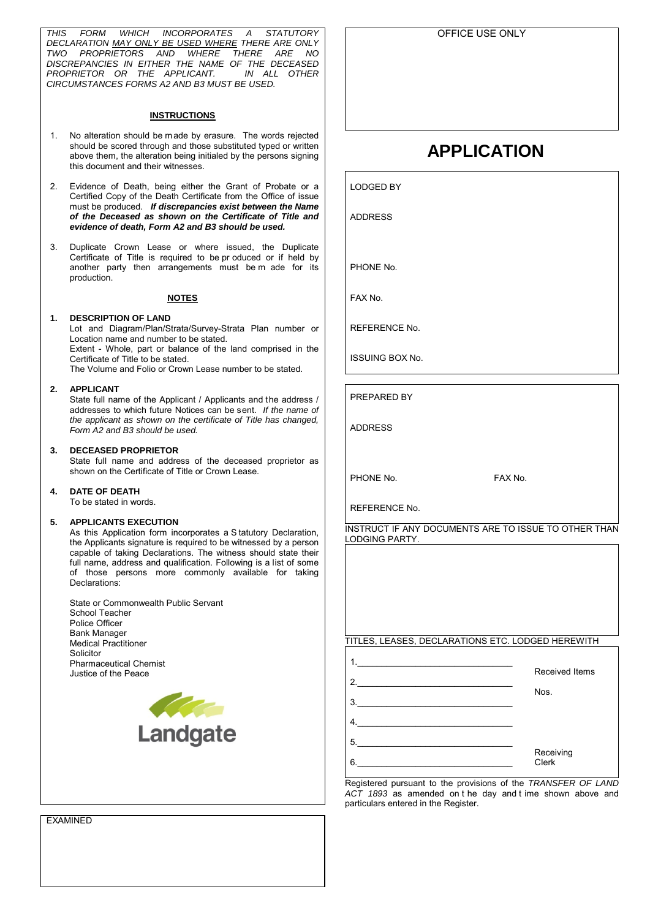*THIS FORM WHICH INCORPORATES A STATUTORY DECLARATION MAY ONLY BE USED WHERE THERE ARE ONLY TWO PROPRIETORS AND WHERE THERE ARE NO DISCREPANCIES IN EITHER THE NAME OF THE DECEASED PROPRIETOR OR THE APPLICANT. IN ALL OTHER CIRCUMSTANCES FORMS A2 AND B3 MUST BE USED.*

## INSTRUCTIONS

1. No alteration should be made by erasure. The words rejected should be scored through and those substituted typed or written above them, the alteration being initialed by the persons signing this document and their witnesses.
2. Evidence of Death, being either the Grant of Probate or a Certified Copy of the Death Certificate from the Office of issue must be produced. ***If discrepancies exist between the Name of the Deceased as shown on the Certificate of Title and evidence of death, Form A2 and B3 should be used.***
3. Duplicate Crown Lease or where issued, the Duplicate Certificate of Title is required to be produced or if held by another party then arrangements must be made for its production.

## NOTES

**1. DESCRIPTION OF LAND**
Lot and Diagram/Plan/Strata/Survey-Strata Plan number or Location name and number to be stated.
Extent - Whole, part or balance of the land comprised in the Certificate of Title to be stated.
The Volume and Folio or Crown Lease number to be stated.

**2. APPLICANT**
State full name of the Applicant / Applicants and the address / addresses to which future Notices can be sent. *If the name of the applicant as shown on the certificate of Title has changed, Form A2 and B3 should be used.*

**3. DECEASED PROPRIETOR**
State full name and address of the deceased proprietor as shown on the Certificate of Title or Crown Lease.

**4. DATE OF DEATH**
To be stated in words.

**5. APPLICANTS EXECUTION**
As this Application form incorporates a Statutory Declaration, the Applicants signature is required to be witnessed by a person capable of taking Declarations. The witness should state their full name, address and qualification. Following is a list of some of those persons more commonly available for taking Declarations:

State or Commonwealth Public Servant
School Teacher
Police Officer
Bank Manager
Medical Practitioner
Solicitor
Pharmaceutical Chemist
Justice of the Peace

Landgate

EXAMINED

OFFICE USE ONLY

# APPLICATION

LODGED BY

ADDRESS

PHONE No.

FAX No.

REFERENCE No.

ISSUING BOX No.

PREPARED BY

ADDRESS

PHONE No. FAX No.

REFERENCE No.

INSTRUCT IF ANY DOCUMENTS ARE TO ISSUE TO OTHER THAN LODGING PARTY.

TITLES, LEASES, DECLARATIONS ETC. LODGED HEREWITH

1. ______________________________
2. ______________________________
3. ______________________________
4. ______________________________
5. ______________________________
6. ______________________________

Received Items

Nos.

Receiving Clerk

Registered pursuant to the provisions of the *TRANSFER OF LAND ACT 1893* as amended on the day and time shown above and particulars entered in the Register.